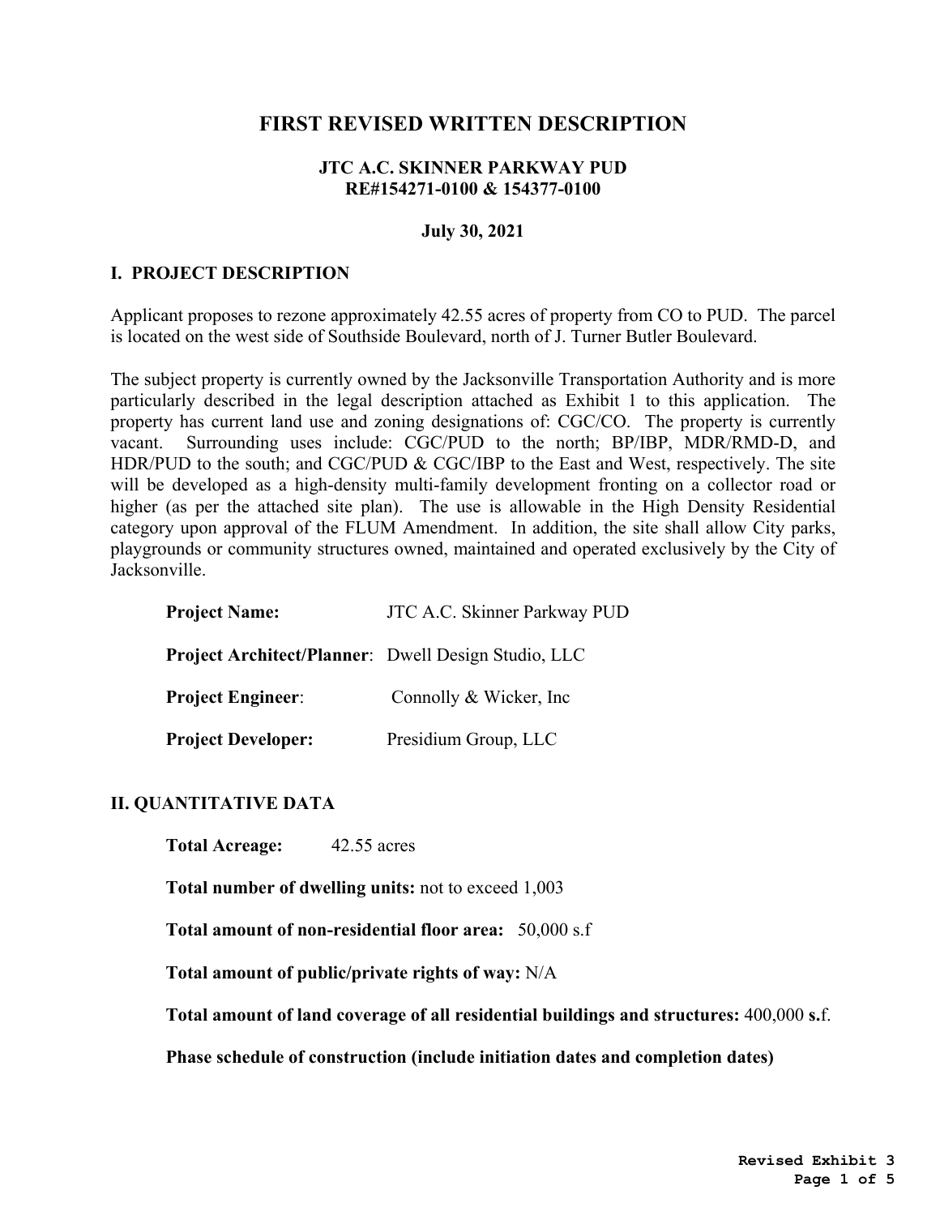# FIRST REVISED WRITTEN DESCRIPTION

### JTC A.C. SKINNER PARKWAY PUD
### RE#154271-0100 & 154377-0100

**July 30, 2021**

## I. PROJECT DESCRIPTION

Applicant proposes to rezone approximately 42.55 acres of property from CO to PUD. The parcel is located on the west side of Southside Boulevard, north of J. Turner Butler Boulevard.

The subject property is currently owned by the Jacksonville Transportation Authority and is more particularly described in the legal description attached as Exhibit 1 to this application. The property has current land use and zoning designations of: CGC/CO. The property is currently vacant. Surrounding uses include: CGC/PUD to the north; BP/IBP, MDR/RMD-D, and HDR/PUD to the south; and CGC/PUD & CGC/IBP to the East and West, respectively. The site will be developed as a high-density multi-family development fronting on a collector road or higher (as per the attached site plan). The use is allowable in the High Density Residential category upon approval of the FLUM Amendment. In addition, the site shall allow City parks, playgrounds or community structures owned, maintained and operated exclusively by the City of Jacksonville.

**Project Name:** JTC A.C. Skinner Parkway PUD

**Project Architect/Planner**: Dwell Design Studio, LLC

**Project Engineer**: Connolly & Wicker, Inc

**Project Developer:** Presidium Group, LLC

## II. QUANTITATIVE DATA

**Total Acreage:** 42.55 acres

**Total number of dwelling units:** not to exceed 1,003

**Total amount of non-residential floor area:** 50,000 s.f

**Total amount of public/private rights of way:** N/A

**Total amount of land coverage of all residential buildings and structures:** 400,000 **s.**f.

**Phase schedule of construction (include initiation dates and completion dates)**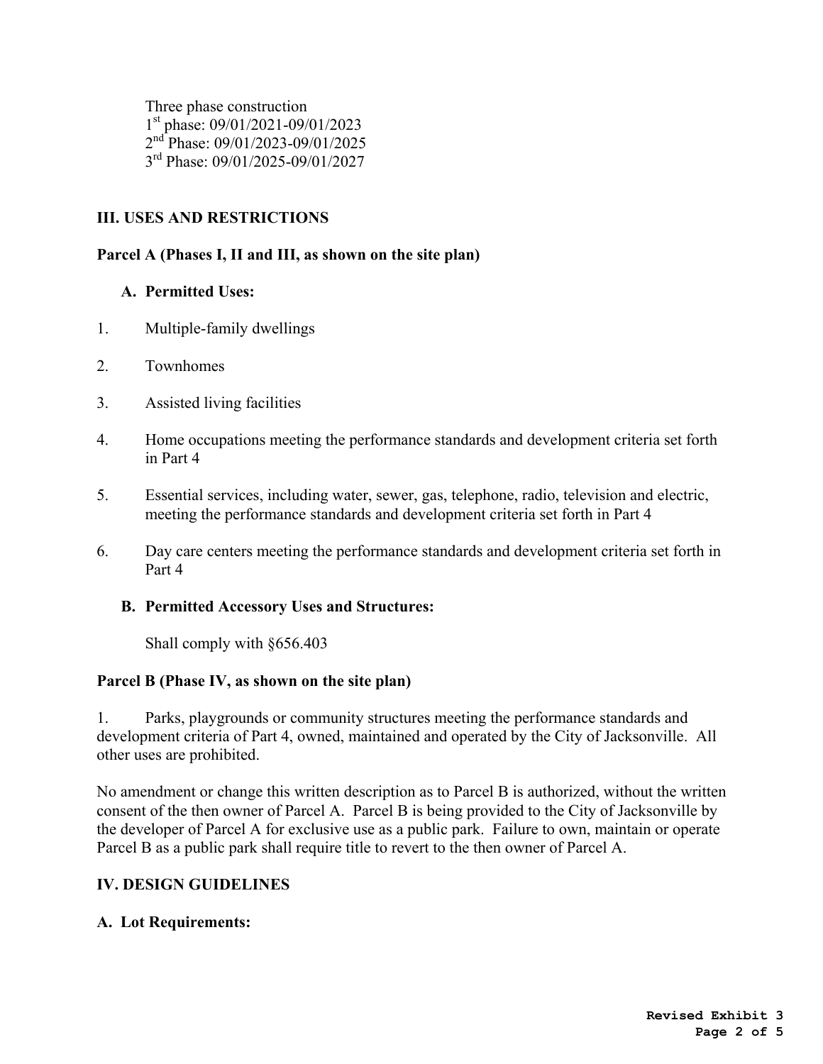Three phase construction
1st phase: 09/01/2021-09/01/2023
2nd Phase: 09/01/2023-09/01/2025
3rd Phase: 09/01/2025-09/01/2027

## III. USES AND RESTRICTIONS

### Parcel A (Phases I, II and III, as shown on the site plan)

**A. Permitted Uses:**

1. Multiple-family dwellings
2. Townhomes
3. Assisted living facilities
4. Home occupations meeting the performance standards and development criteria set forth in Part 4
5. Essential services, including water, sewer, gas, telephone, radio, television and electric, meeting the performance standards and development criteria set forth in Part 4
6. Day care centers meeting the performance standards and development criteria set forth in Part 4

**B. Permitted Accessory Uses and Structures:**

Shall comply with §656.403

### Parcel B (Phase IV, as shown on the site plan)

1. Parks, playgrounds or community structures meeting the performance standards and development criteria of Part 4, owned, maintained and operated by the City of Jacksonville. All other uses are prohibited.

No amendment or change this written description as to Parcel B is authorized, without the written consent of the then owner of Parcel A. Parcel B is being provided to the City of Jacksonville by the developer of Parcel A for exclusive use as a public park. Failure to own, maintain or operate Parcel B as a public park shall require title to revert to the then owner of Parcel A.

## IV. DESIGN GUIDELINES

### A. Lot Requirements: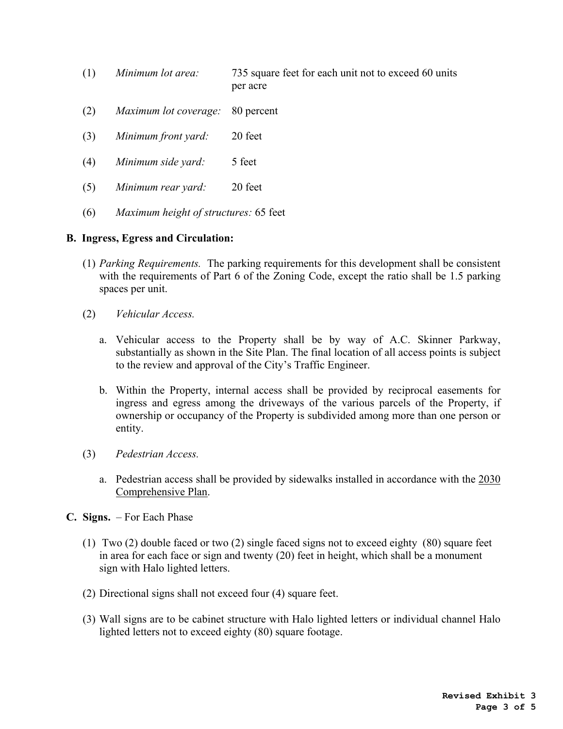(1) *Minimum lot area:* 735 square feet for each unit not to exceed 60 units per acre

(2) *Maximum lot coverage:* 80 percent

(3) *Minimum front yard:* 20 feet

(4) *Minimum side yard:* 5 feet

(5) *Minimum rear yard:* 20 feet

(6) *Maximum height of structures:* 65 feet

**B. Ingress, Egress and Circulation:**

(1) *Parking Requirements.* The parking requirements for this development shall be consistent with the requirements of Part 6 of the Zoning Code, except the ratio shall be 1.5 parking spaces per unit.

(2) *Vehicular Access.*

a. Vehicular access to the Property shall be by way of A.C. Skinner Parkway, substantially as shown in the Site Plan. The final location of all access points is subject to the review and approval of the City's Traffic Engineer.

b. Within the Property, internal access shall be provided by reciprocal easements for ingress and egress among the driveways of the various parcels of the Property, if ownership or occupancy of the Property is subdivided among more than one person or entity.

(3) *Pedestrian Access.*

a. Pedestrian access shall be provided by sidewalks installed in accordance with the <u>2030 Comprehensive Plan</u>.

**C. Signs.** – For Each Phase

(1) Two (2) double faced or two (2) single faced signs not to exceed eighty (80) square feet in area for each face or sign and twenty (20) feet in height, which shall be a monument sign with Halo lighted letters.

(2) Directional signs shall not exceed four (4) square feet.

(3) Wall signs are to be cabinet structure with Halo lighted letters or individual channel Halo lighted letters not to exceed eighty (80) square footage.

**Revised Exhibit 3**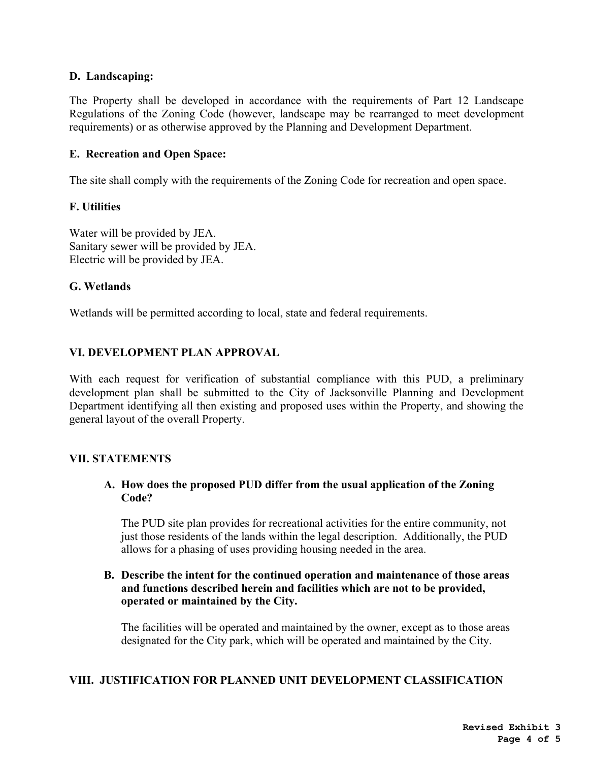**D. Landscaping:**

The Property shall be developed in accordance with the requirements of Part 12 Landscape Regulations of the Zoning Code (however, landscape may be rearranged to meet development requirements) or as otherwise approved by the Planning and Development Department.

**E. Recreation and Open Space:**

The site shall comply with the requirements of the Zoning Code for recreation and open space.

**F. Utilities**

Water will be provided by JEA.
Sanitary sewer will be provided by JEA.
Electric will be provided by JEA.

**G. Wetlands**

Wetlands will be permitted according to local, state and federal requirements.

## VI. DEVELOPMENT PLAN APPROVAL

With each request for verification of substantial compliance with this PUD, a preliminary development plan shall be submitted to the City of Jacksonville Planning and Development Department identifying all then existing and proposed uses within the Property, and showing the general layout of the overall Property.

## VII. STATEMENTS

**A. How does the proposed PUD differ from the usual application of the Zoning Code?**

The PUD site plan provides for recreational activities for the entire community, not just those residents of the lands within the legal description. Additionally, the PUD allows for a phasing of uses providing housing needed in the area.

**B. Describe the intent for the continued operation and maintenance of those areas and functions described herein and facilities which are not to be provided, operated or maintained by the City.**

The facilities will be operated and maintained by the owner, except as to those areas designated for the City park, which will be operated and maintained by the City.

## VIII. JUSTIFICATION FOR PLANNED UNIT DEVELOPMENT CLASSIFICATION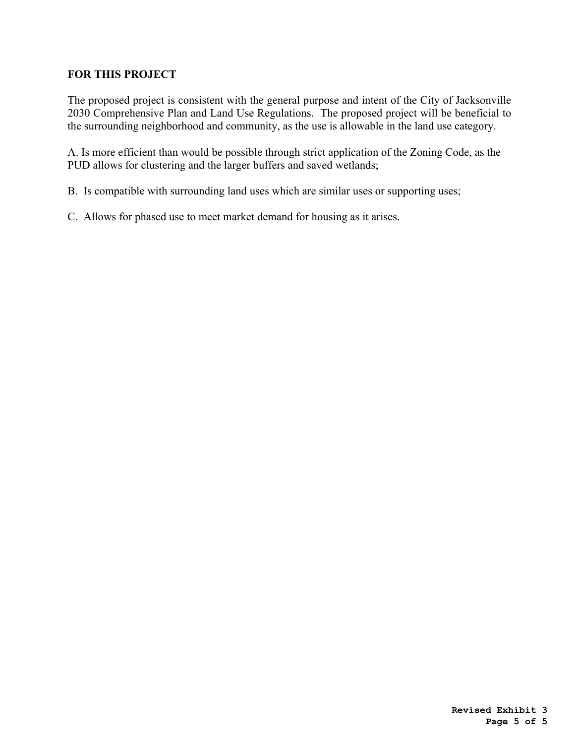**FOR THIS PROJECT**

The proposed project is consistent with the general purpose and intent of the City of Jacksonville 2030 Comprehensive Plan and Land Use Regulations. The proposed project will be beneficial to the surrounding neighborhood and community, as the use is allowable in the land use category.

A. Is more efficient than would be possible through strict application of the Zoning Code, as the PUD allows for clustering and the larger buffers and saved wetlands;

B. Is compatible with surrounding land uses which are similar uses or supporting uses;

C. Allows for phased use to meet market demand for housing as it arises.